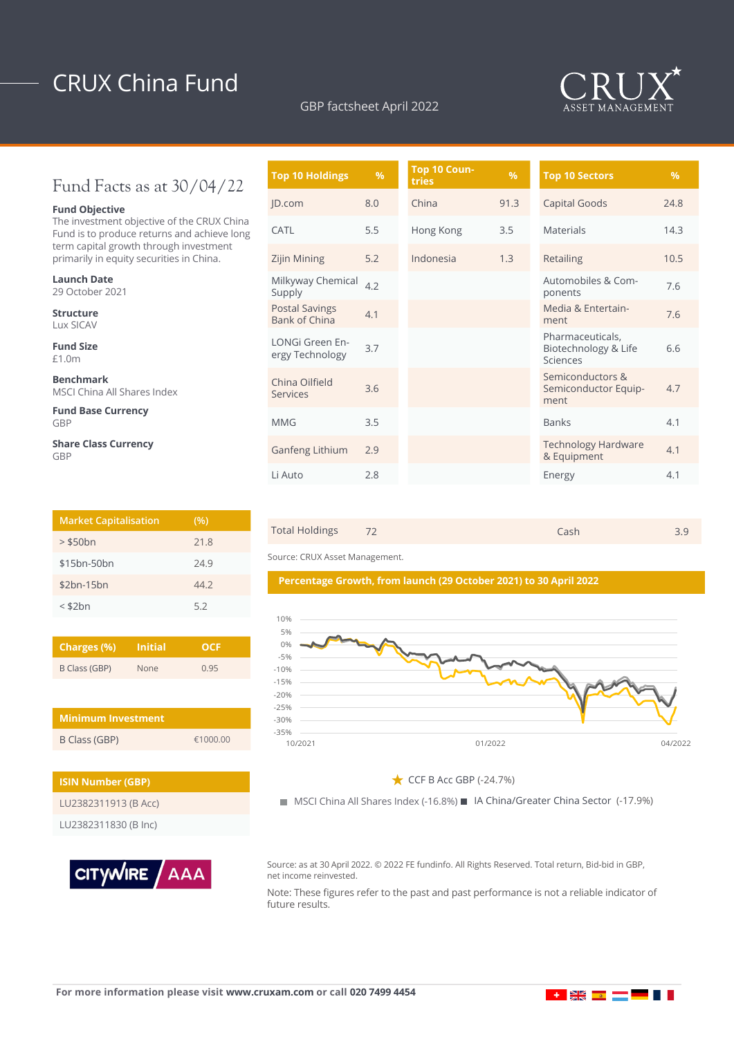# CRUX China Fund

GBP factsheet April 2022

CRUX ASSET MANAGEMENT

## Fund Facts as at 30/04/22

**Fund Objective**
The investment objective of the CRUX China Fund is to produce returns and achieve long term capital growth through investment primarily in equity securities in China.

**Launch Date**
29 October 2021

**Structure**
Lux SICAV

**Fund Size**
£1.0m

**Benchmark**
MSCI China All Shares Index

**Fund Base Currency**
GBP

**Share Class Currency**
GBP

| Top 10 Holdings | % |
|---|---|
| JD.com | 8.0 |
| CATL | 5.5 |
| Zijin Mining | 5.2 |
| Milkyway Chemical Supply | 4.2 |
| Postal Savings Bank of China | 4.1 |
| LONGi Green Energy Technology | 3.7 |
| China Oilfield Services | 3.6 |
| MMG | 3.5 |
| Ganfeng Lithium | 2.9 |
| Li Auto | 2.8 |

| Top 10 Countries | % |
|---|---|
| China | 91.3 |
| Hong Kong | 3.5 |
| Indonesia | 1.3 |

| Top 10 Sectors | % |
|---|---|
| Capital Goods | 24.8 |
| Materials | 14.3 |
| Retailing | 10.5 |
| Automobiles & Components | 7.6 |
| Media & Entertainment | 7.6 |
| Pharmaceuticals, Biotechnology & Life Sciences | 6.6 |
| Semiconductors & Semiconductor Equipment | 4.7 |
| Banks | 4.1 |
| Technology Hardware & Equipment | 4.1 |
| Energy | 4.1 |

| Market Capitalisation | (%) |
|---|---|
| > $50bn | 21.8 |
| $15bn-50bn | 24.9 |
| $2bn-15bn | 44.2 |
| < $2bn | 5.2 |

| Total Holdings | 72 | Cash | 3.9 |
|---|---|---|---|

Source: CRUX Asset Management.

| Charges (%) | Initial | OCF |
|---|---|---|
| B Class (GBP) | None | 0.95 |

| Minimum Investment | |
|---|---|
| B Class (GBP) | €1000.00 |

| ISIN Number (GBP) |
|---|
| LU2382311913 (B Acc) |
| LU2382311830 (B Inc) |

CITYWIRE AAA

**Percentage Growth, from launch (29 October 2021) to 30 April 2022**

CCF B Acc GBP (-24.7%)

MSCI China All Shares Index (-16.8%) IA China/Greater China Sector (-17.9%)

Source: as at 30 April 2022. © 2022 FE fundinfo. All Rights Reserved. Total return, Bid-bid in GBP, net income reinvested.

Note: These figures refer to the past and past performance is not a reliable indicator of future results.

For more information please visit **www.cruxam.com** or call **020 7499 4454**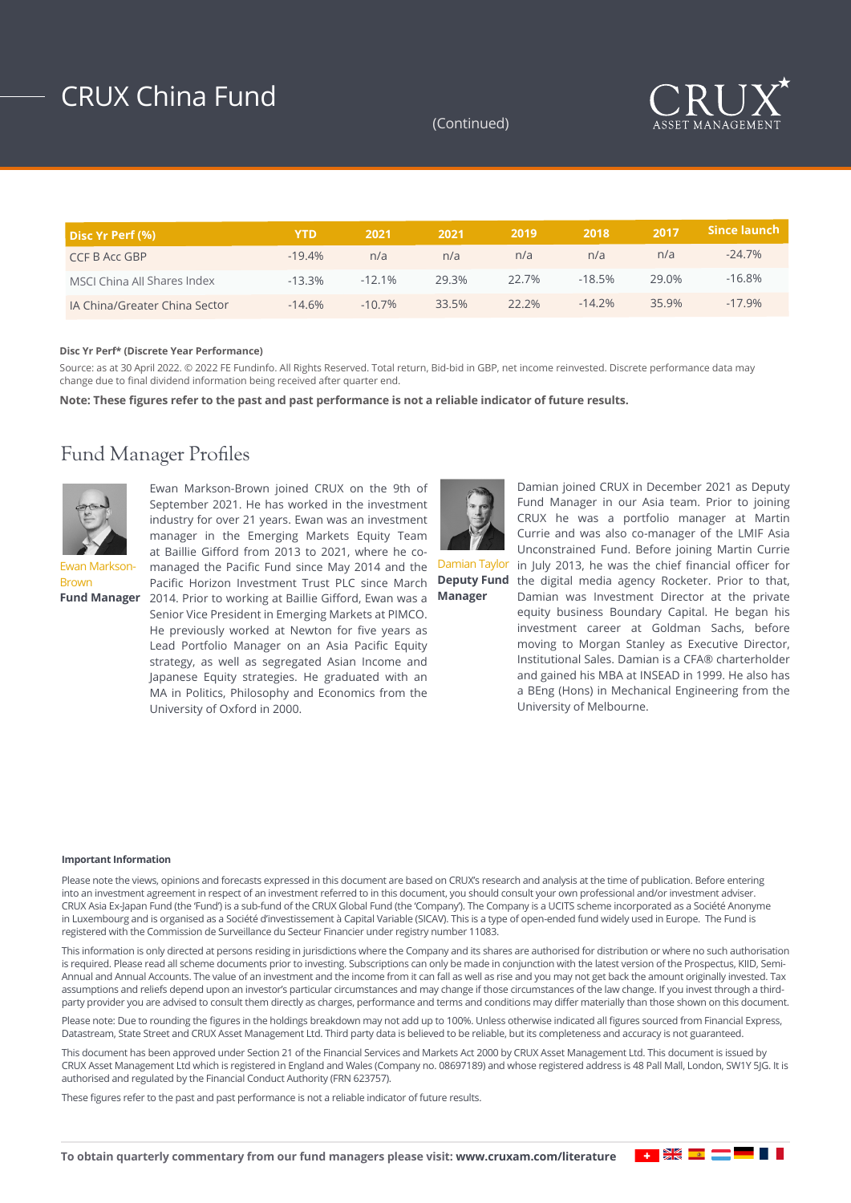# CRUX China Fund

(Continued)

| Disc Yr Perf (%) | YTD | 2021 | 2021 | 2019 | 2018 | 2017 | Since launch |
|---|---|---|---|---|---|---|---|
| CCF B Acc GBP | -19.4% | n/a | n/a | n/a | n/a | n/a | -24.7% |
| MSCI China All Shares Index | -13.3% | -12.1% | 29.3% | 22.7% | -18.5% | 29.0% | -16.8% |
| IA China/Greater China Sector | -14.6% | -10.7% | 33.5% | 22.2% | -14.2% | 35.9% | -17.9% |

**Disc Yr Perf\* (Discrete Year Performance)**

Source: as at 30 April 2022. © 2022 FE Fundinfo. All Rights Reserved. Total return, Bid-bid in GBP, net income reinvested. Discrete performance data may change due to final dividend information being received after quarter end.

**Note: These figures refer to the past and past performance is not a reliable indicator of future results.**

## Fund Manager Profiles

Ewan Markson-Brown
**Fund Manager**

Ewan Markson-Brown joined CRUX on the 9th of September 2021. He has worked in the investment industry for over 21 years. Ewan was an investment manager in the Emerging Markets Equity Team at Baillie Gifford from 2013 to 2021, where he co-managed the Pacific Fund since May 2014 and the Pacific Horizon Investment Trust PLC since March 2014. Prior to working at Baillie Gifford, Ewan was a Senior Vice President in Emerging Markets at PIMCO. He previously worked at Newton for five years as Lead Portfolio Manager on an Asia Pacific Equity strategy, as well as segregated Asian Income and Japanese Equity strategies. He graduated with an MA in Politics, Philosophy and Economics from the University of Oxford in 2000.

Damian Taylor
**Deputy Fund Manager**

Damian joined CRUX in December 2021 as Deputy Fund Manager in our Asia team. Prior to joining CRUX he was a portfolio manager at Martin Currie and was also co-manager of the LMIF Asia Unconstrained Fund. Before joining Martin Currie in July 2013, he was the chief financial officer for the digital media agency Rocketer. Prior to that, Damian was Investment Director at the private equity business Boundary Capital. He began his investment career at Goldman Sachs, before moving to Morgan Stanley as Executive Director, Institutional Sales. Damian is a CFA® charterholder and gained his MBA at INSEAD in 1999. He also has a BEng (Hons) in Mechanical Engineering from the University of Melbourne.

**Important Information**

Please note the views, opinions and forecasts expressed in this document are based on CRUX's research and analysis at the time of publication. Before entering into an investment agreement in respect of an investment referred to in this document, you should consult your own professional and/or investment adviser. CRUX Asia Ex-Japan Fund (the 'Fund') is a sub-fund of the CRUX Global Fund (the 'Company'). The Company is a UCITS scheme incorporated as a Société Anonyme in Luxembourg and is organised as a Société d'investissement à Capital Variable (SICAV). This is a type of open-ended fund widely used in Europe. The Fund is registered with the Commission de Surveillance du Secteur Financier under registry number 11083.

This information is only directed at persons residing in jurisdictions where the Company and its shares are authorised for distribution or where no such authorisation is required. Please read all scheme documents prior to investing. Subscriptions can only be made in conjunction with the latest version of the Prospectus, KIID, Semi-Annual and Annual Accounts. The value of an investment and the income from it can fall as well as rise and you may not get back the amount originally invested. Tax assumptions and reliefs depend upon an investor's particular circumstances and may change if those circumstances of the law change. If you invest through a third-party provider you are advised to consult them directly as charges, performance and terms and conditions may differ materially than those shown on this document.

Please note: Due to rounding the figures in the holdings breakdown may not add up to 100%. Unless otherwise indicated all figures sourced from Financial Express, Datastream, State Street and CRUX Asset Management Ltd. Third party data is believed to be reliable, but its completeness and accuracy is not guaranteed.

This document has been approved under Section 21 of the Financial Services and Markets Act 2000 by CRUX Asset Management Ltd. This document is issued by CRUX Asset Management Ltd which is registered in England and Wales (Company no. 08697189) and whose registered address is 48 Pall Mall, London, SW1Y 5JG. It is authorised and regulated by the Financial Conduct Authority (FRN 623757).

These figures refer to the past and past performance is not a reliable indicator of future results.

**To obtain quarterly commentary from our fund managers please visit: www.cruxam.com/literature**